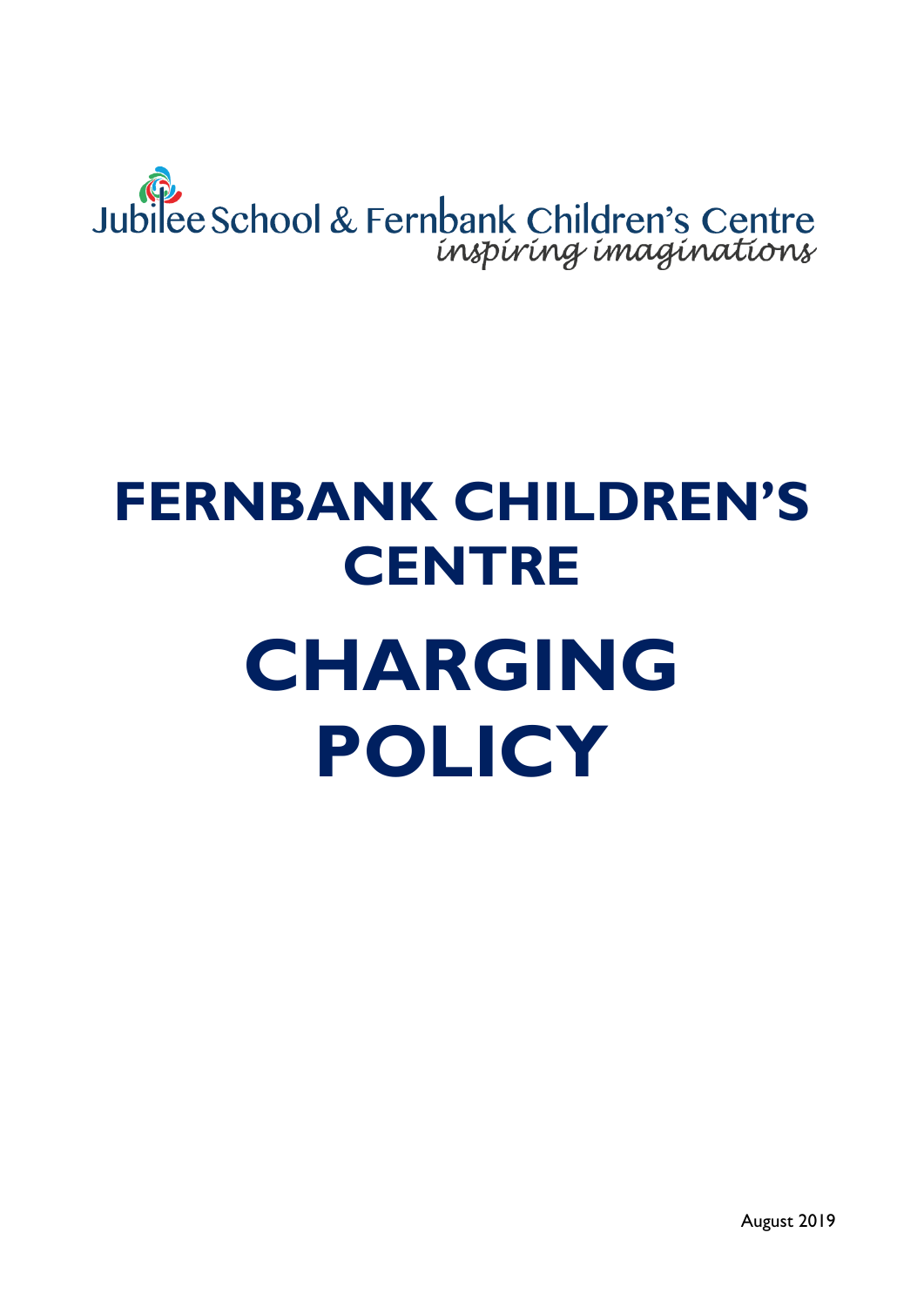Jubilee School & Fernbank Children's Centre
*inspiring imaginations*

# FERNBANK CHILDREN'S CENTRE

# CHARGING POLICY

August 2019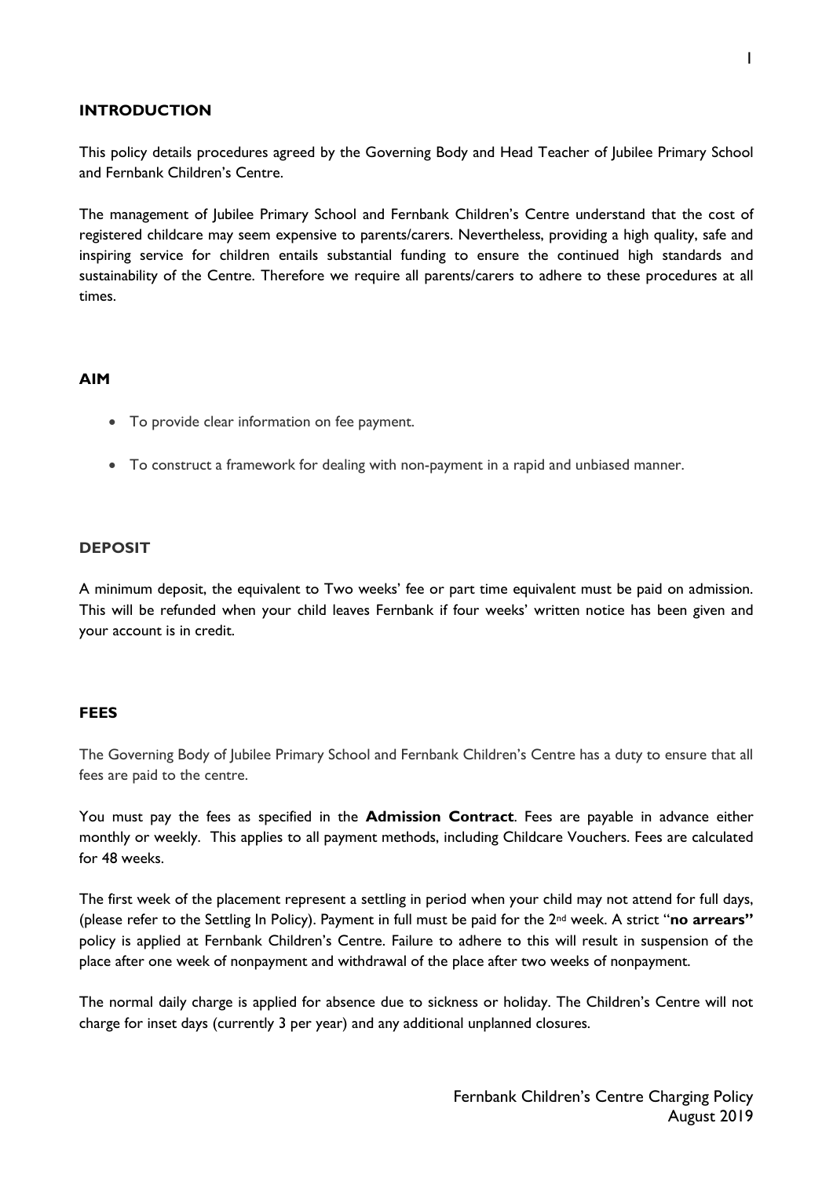## INTRODUCTION

This policy details procedures agreed by the Governing Body and Head Teacher of Jubilee Primary School and Fernbank Children's Centre.

The management of Jubilee Primary School and Fernbank Children's Centre understand that the cost of registered childcare may seem expensive to parents/carers. Nevertheless, providing a high quality, safe and inspiring service for children entails substantial funding to ensure the continued high standards and sustainability of the Centre. Therefore we require all parents/carers to adhere to these procedures at all times.

## AIM

- To provide clear information on fee payment.
- To construct a framework for dealing with non-payment in a rapid and unbiased manner.

## DEPOSIT

A minimum deposit, the equivalent to Two weeks' fee or part time equivalent must be paid on admission. This will be refunded when your child leaves Fernbank if four weeks' written notice has been given and your account is in credit.

## FEES

The Governing Body of Jubilee Primary School and Fernbank Children's Centre has a duty to ensure that all fees are paid to the centre.

You must pay the fees as specified in the **Admission Contract**. Fees are payable in advance either monthly or weekly. This applies to all payment methods, including Childcare Vouchers. Fees are calculated for 48 weeks.

The first week of the placement represent a settling in period when your child may not attend for full days, (please refer to the Settling In Policy). Payment in full must be paid for the 2nd week. A strict "**no arrears"** policy is applied at Fernbank Children's Centre. Failure to adhere to this will result in suspension of the place after one week of nonpayment and withdrawal of the place after two weeks of nonpayment.

The normal daily charge is applied for absence due to sickness or holiday. The Children's Centre will not charge for inset days (currently 3 per year) and any additional unplanned closures.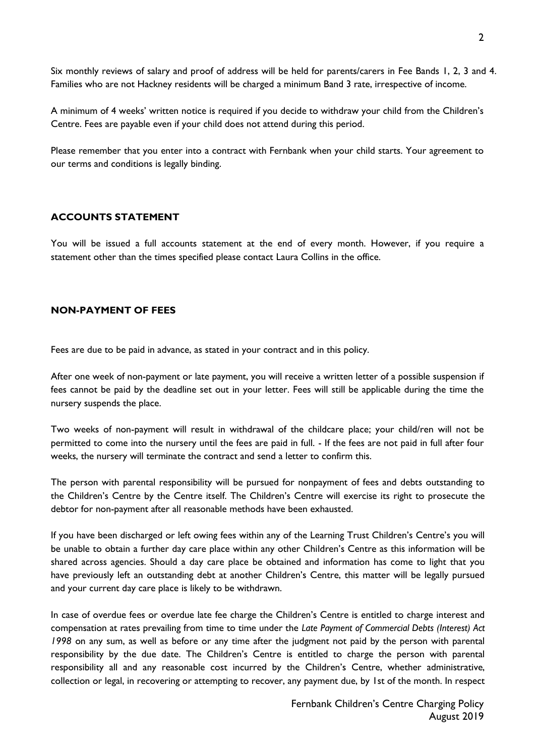Six monthly reviews of salary and proof of address will be held for parents/carers in Fee Bands 1, 2, 3 and 4. Families who are not Hackney residents will be charged a minimum Band 3 rate, irrespective of income.

A minimum of 4 weeks' written notice is required if you decide to withdraw your child from the Children's Centre. Fees are payable even if your child does not attend during this period.

Please remember that you enter into a contract with Fernbank when your child starts. Your agreement to our terms and conditions is legally binding.

## ACCOUNTS STATEMENT

You will be issued a full accounts statement at the end of every month. However, if you require a statement other than the times specified please contact Laura Collins in the office.

## NON-PAYMENT OF FEES

Fees are due to be paid in advance, as stated in your contract and in this policy.

After one week of non-payment or late payment, you will receive a written letter of a possible suspension if fees cannot be paid by the deadline set out in your letter. Fees will still be applicable during the time the nursery suspends the place.

Two weeks of non-payment will result in withdrawal of the childcare place; your child/ren will not be permitted to come into the nursery until the fees are paid in full. - If the fees are not paid in full after four weeks, the nursery will terminate the contract and send a letter to confirm this.

The person with parental responsibility will be pursued for nonpayment of fees and debts outstanding to the Children's Centre by the Centre itself. The Children's Centre will exercise its right to prosecute the debtor for non-payment after all reasonable methods have been exhausted.

If you have been discharged or left owing fees within any of the Learning Trust Children's Centre's you will be unable to obtain a further day care place within any other Children's Centre as this information will be shared across agencies. Should a day care place be obtained and information has come to light that you have previously left an outstanding debt at another Children's Centre, this matter will be legally pursued and your current day care place is likely to be withdrawn.

In case of overdue fees or overdue late fee charge the Children's Centre is entitled to charge interest and compensation at rates prevailing from time to time under the *Late Payment of Commercial Debts (Interest) Act 1998* on any sum, as well as before or any time after the judgment not paid by the person with parental responsibility by the due date. The Children's Centre is entitled to charge the person with parental responsibility all and any reasonable cost incurred by the Children's Centre, whether administrative, collection or legal, in recovering or attempting to recover, any payment due, by 1st of the month. In respect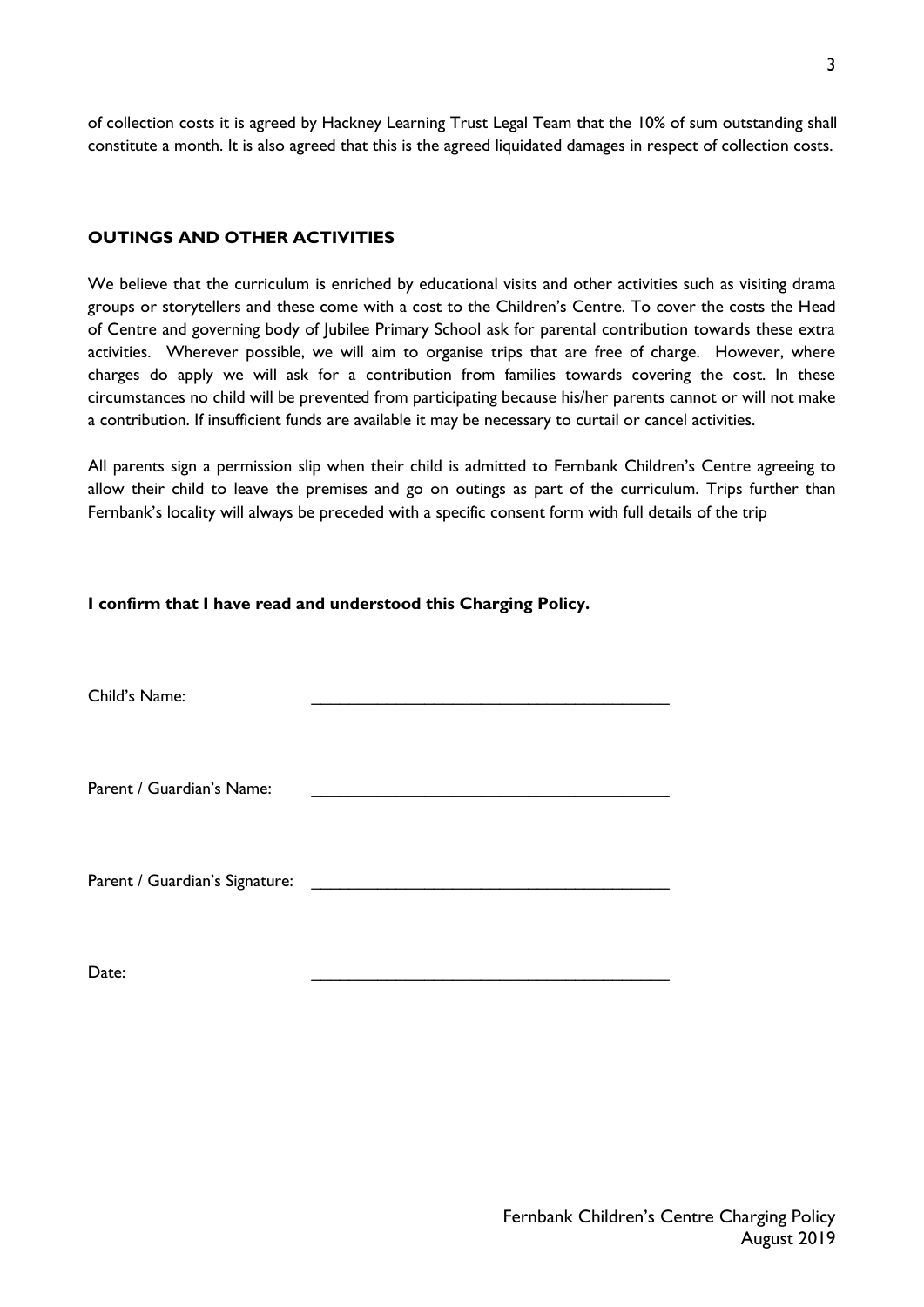of collection costs it is agreed by Hackney Learning Trust Legal Team that the 10% of sum outstanding shall constitute a month. It is also agreed that this is the agreed liquidated damages in respect of collection costs.

## OUTINGS AND OTHER ACTIVITIES

We believe that the curriculum is enriched by educational visits and other activities such as visiting drama groups or storytellers and these come with a cost to the Children's Centre. To cover the costs the Head of Centre and governing body of Jubilee Primary School ask for parental contribution towards these extra activities. Wherever possible, we will aim to organise trips that are free of charge. However, where charges do apply we will ask for a contribution from families towards covering the cost. In these circumstances no child will be prevented from participating because his/her parents cannot or will not make a contribution. If insufficient funds are available it may be necessary to curtail or cancel activities.

All parents sign a permission slip when their child is admitted to Fernbank Children's Centre agreeing to allow their child to leave the premises and go on outings as part of the curriculum. Trips further than Fernbank's locality will always be preceded with a specific consent form with full details of the trip

**I confirm that I have read and understood this Charging Policy.**

Child's Name: ________________________________________

Parent / Guardian's Name: ________________________________________

Parent / Guardian's Signature: ________________________________________

Date: ________________________________________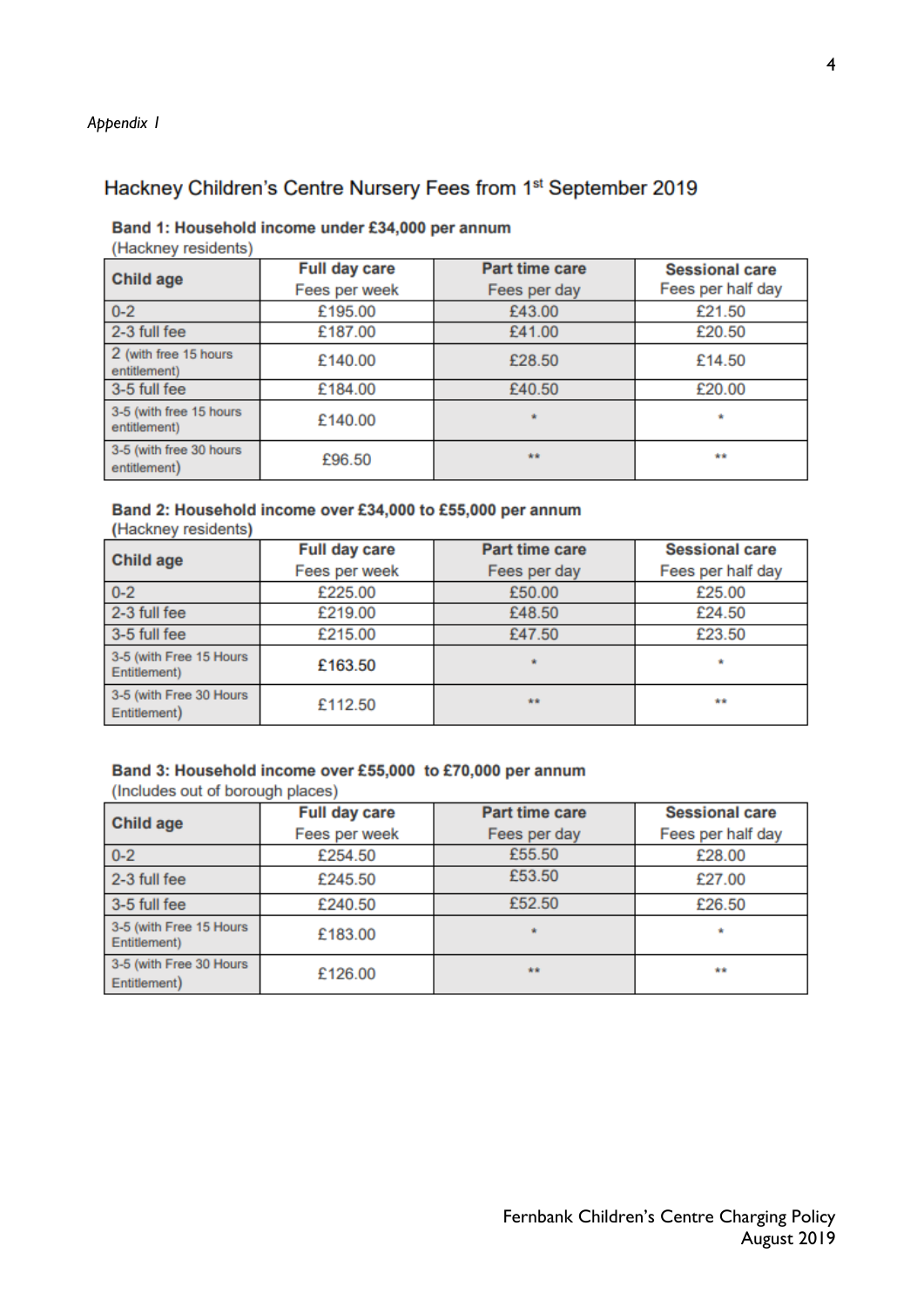*Appendix 1*

## Hackney Children's Centre Nursery Fees from 1st September 2019

**Band 1: Household income under £34,000 per annum**
(Hackney residents)

| Child age | Full day care<br>Fees per week | Part time care<br>Fees per day | Sessional care<br>Fees per half day |
|---|---|---|---|
| 0-2 | £195.00 | £43.00 | £21.50 |
| 2-3 full fee | £187.00 | £41.00 | £20.50 |
| 2 (with free 15 hours entitlement) | £140.00 | £28.50 | £14.50 |
| 3-5 full fee | £184.00 | £40.50 | £20.00 |
| 3-5 (with free 15 hours entitlement) | £140.00 | * | * |
| 3-5 (with free 30 hours entitlement) | £96.50 | ** | ** |

**Band 2: Household income over £34,000 to £55,000 per annum**
**(Hackney residents)**

| Child age | Full day care<br>Fees per week | Part time care<br>Fees per day | Sessional care<br>Fees per half day |
|---|---|---|---|
| 0-2 | £225.00 | £50.00 | £25.00 |
| 2-3 full fee | £219.00 | £48.50 | £24.50 |
| 3-5 full fee | £215.00 | £47.50 | £23.50 |
| 3-5 (with Free 15 Hours Entitlement) | £163.50 | * | * |
| 3-5 (with Free 30 Hours Entitlement) | £112.50 | ** | ** |

**Band 3: Household income over £55,000 to £70,000 per annum**
(Includes out of borough places)

| Child age | Full day care<br>Fees per week | Part time care<br>Fees per day | Sessional care<br>Fees per half day |
|---|---|---|---|
| 0-2 | £254.50 | £55.50 | £28.00 |
| 2-3 full fee | £245.50 | £53.50 | £27.00 |
| 3-5 full fee | £240.50 | £52.50 | £26.50 |
| 3-5 (with Free 15 Hours Entitlement) | £183.00 | * | * |
| 3-5 (with Free 30 Hours Entitlement) | £126.00 | ** | ** |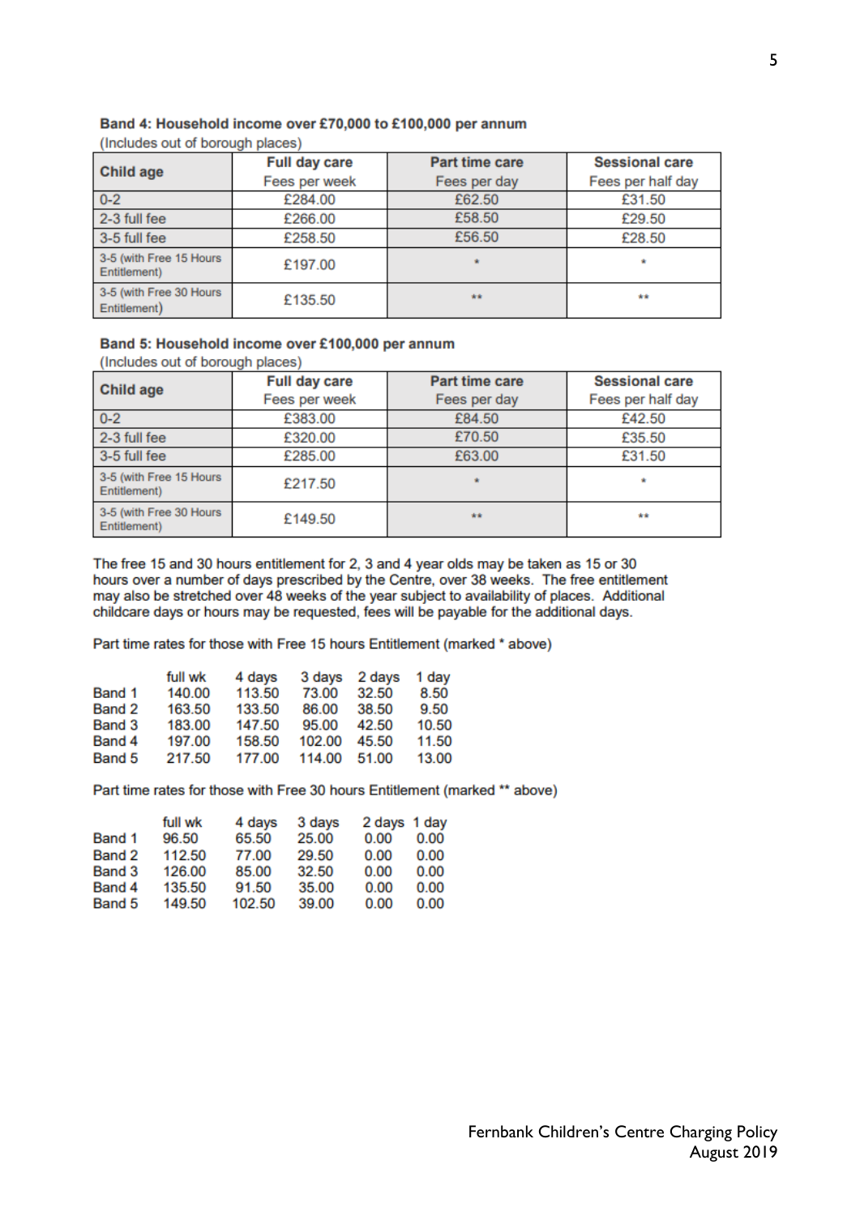**Band 4: Household income over £70,000 to £100,000 per annum**

(Includes out of borough places)

| Child age | Full day care<br>Fees per week | Part time care<br>Fees per day | Sessional care<br>Fees per half day |
|---|---|---|---|
| 0-2 | £284.00 | £62.50 | £31.50 |
| 2-3 full fee | £266.00 | £58.50 | £29.50 |
| 3-5 full fee | £258.50 | £56.50 | £28.50 |
| 3-5 (with Free 15 Hours Entitlement) | £197.00 | * | * |
| 3-5 (with Free 30 Hours Entitlement) | £135.50 | ** | ** |

**Band 5: Household income over £100,000 per annum**

(Includes out of borough places)

| Child age | Full day care<br>Fees per week | Part time care<br>Fees per day | Sessional care<br>Fees per half day |
|---|---|---|---|
| 0-2 | £383.00 | £84.50 | £42.50 |
| 2-3 full fee | £320.00 | £70.50 | £35.50 |
| 3-5 full fee | £285.00 | £63.00 | £31.50 |
| 3-5 (with Free 15 Hours Entitlement) | £217.50 | * | * |
| 3-5 (with Free 30 Hours Entitlement) | £149.50 | ** | ** |

The free 15 and 30 hours entitlement for 2, 3 and 4 year olds may be taken as 15 or 30 hours over a number of days prescribed by the Centre, over 38 weeks. The free entitlement may also be stretched over 48 weeks of the year subject to availability of places. Additional childcare days or hours may be requested, fees will be payable for the additional days.

Part time rates for those with Free 15 hours Entitlement (marked * above)

| | full wk | 4 days | 3 days | 2 days | 1 day |
|---|---|---|---|---|---|
| Band 1 | 140.00 | 113.50 | 73.00 | 32.50 | 8.50 |
| Band 2 | 163.50 | 133.50 | 86.00 | 38.50 | 9.50 |
| Band 3 | 183.00 | 147.50 | 95.00 | 42.50 | 10.50 |
| Band 4 | 197.00 | 158.50 | 102.00 | 45.50 | 11.50 |
| Band 5 | 217.50 | 177.00 | 114.00 | 51.00 | 13.00 |

Part time rates for those with Free 30 hours Entitlement (marked ** above)

| | full wk | 4 days | 3 days | 2 days | 1 day |
|---|---|---|---|---|---|
| Band 1 | 96.50 | 65.50 | 25.00 | 0.00 | 0.00 |
| Band 2 | 112.50 | 77.00 | 29.50 | 0.00 | 0.00 |
| Band 3 | 126.00 | 85.00 | 32.50 | 0.00 | 0.00 |
| Band 4 | 135.50 | 91.50 | 35.00 | 0.00 | 0.00 |
| Band 5 | 149.50 | 102.50 | 39.00 | 0.00 | 0.00 |